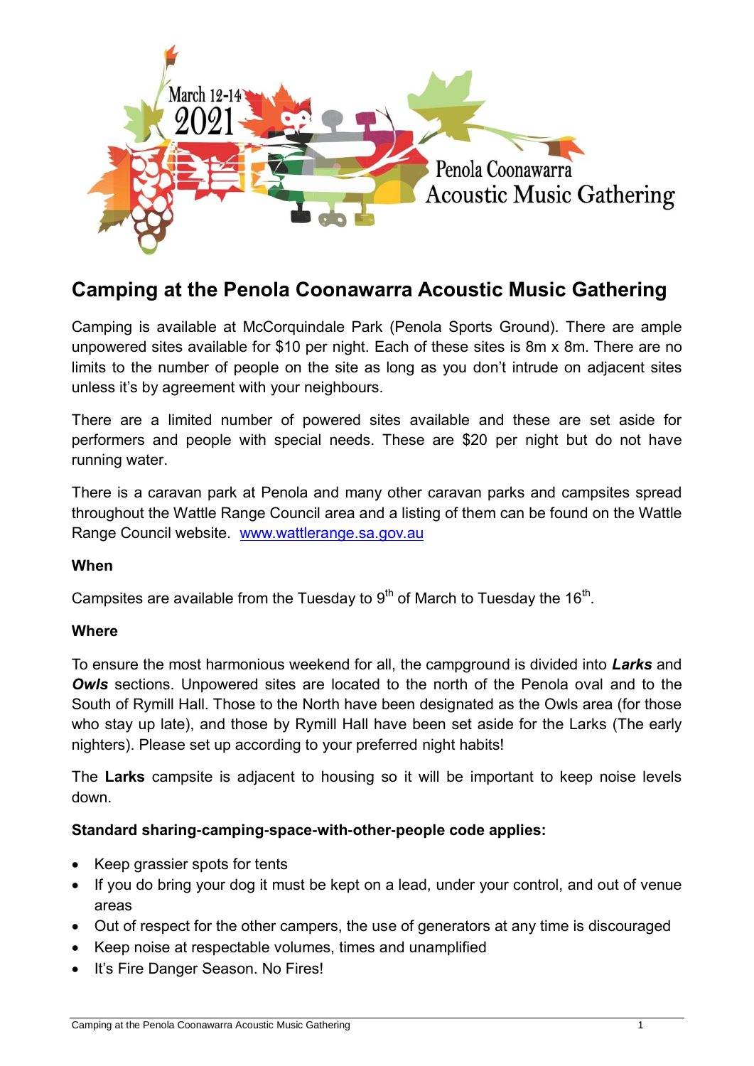March 12-14 2021

Penola Coonawarra Acoustic Music Gathering

# Camping at the Penola Coonawarra Acoustic Music Gathering

Camping is available at McCorquindale Park (Penola Sports Ground). There are ample unpowered sites available for $10 per night. Each of these sites is 8m x 8m. There are no limits to the number of people on the site as long as you don't intrude on adjacent sites unless it's by agreement with your neighbours.

There are a limited number of powered sites available and these are set aside for performers and people with special needs. These are $20 per night but do not have running water.

There is a caravan park at Penola and many other caravan parks and campsites spread throughout the Wattle Range Council area and a listing of them can be found on the Wattle Range Council website. [www.wattlerange.sa.gov.au](http://www.wattlerange.sa.gov.au)

**When**

Campsites are available from the Tuesday to 9th of March to Tuesday the 16th.

**Where**

To ensure the most harmonious weekend for all, the campground is divided into ***Larks*** and ***Owls*** sections. Unpowered sites are located to the north of the Penola oval and to the South of Rymill Hall. Those to the North have been designated as the Owls area (for those who stay up late), and those by Rymill Hall have been set aside for the Larks (The early nighters). Please set up according to your preferred night habits!

The **Larks** campsite is adjacent to housing so it will be important to keep noise levels down.

**Standard sharing-camping-space-with-other-people code applies:**

- Keep grassier spots for tents
- If you do bring your dog it must be kept on a lead, under your control, and out of venue areas
- Out of respect for the other campers, the use of generators at any time is discouraged
- Keep noise at respectable volumes, times and unamplified
- It's Fire Danger Season. No Fires!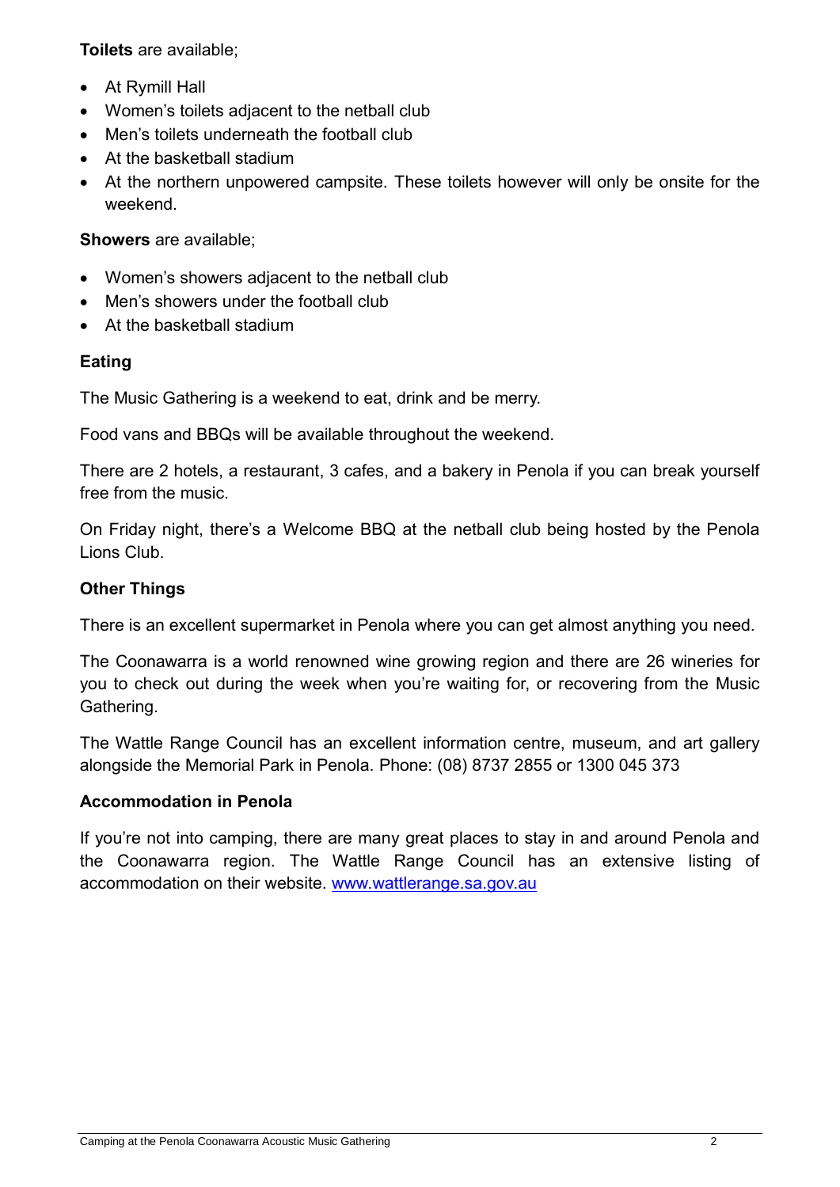**Toilets** are available;

- At Rymill Hall
- Women's toilets adjacent to the netball club
- Men's toilets underneath the football club
- At the basketball stadium
- At the northern unpowered campsite. These toilets however will only be onsite for the weekend.

**Showers** are available;

- Women's showers adjacent to the netball club
- Men's showers under the football club
- At the basketball stadium

### Eating

The Music Gathering is a weekend to eat, drink and be merry.

Food vans and BBQs will be available throughout the weekend.

There are 2 hotels, a restaurant, 3 cafes, and a bakery in Penola if you can break yourself free from the music.

On Friday night, there's a Welcome BBQ at the netball club being hosted by the Penola Lions Club.

### Other Things

There is an excellent supermarket in Penola where you can get almost anything you need.

The Coonawarra is a world renowned wine growing region and there are 26 wineries for you to check out during the week when you're waiting for, or recovering from the Music Gathering.

The Wattle Range Council has an excellent information centre, museum, and art gallery alongside the Memorial Park in Penola. Phone: (08) 8737 2855 or 1300 045 373

### Accommodation in Penola

If you're not into camping, there are many great places to stay in and around Penola and the Coonawarra region. The Wattle Range Council has an extensive listing of accommodation on their website. [www.wattlerange.sa.gov.au](http://www.wattlerange.sa.gov.au)